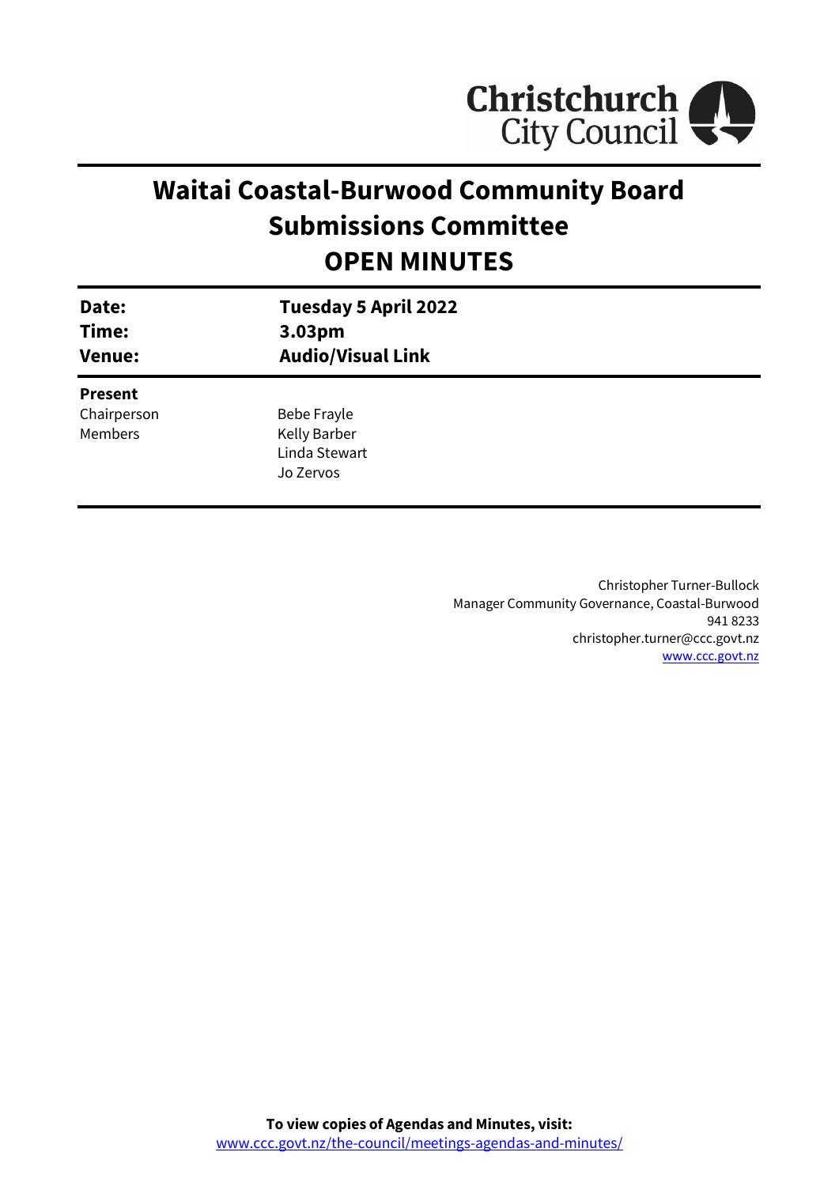Christchurch City Council

# Waitai Coastal-Burwood Community Board Submissions Committee OPEN MINUTES

| | |
|---|---|
| **Date:** | **Tuesday 5 April 2022** |
| **Time:** | **3.03pm** |
| **Venue:** | **Audio/Visual Link** |

**Present**

| | |
|---|---|
| Chairperson | Bebe Frayle |
| Members | Kelly Barber |
| | Linda Stewart |
| | Jo Zervos |

Christopher Turner-Bullock
Manager Community Governance, Coastal-Burwood
941 8233
christopher.turner@ccc.govt.nz
www.ccc.govt.nz

**To view copies of Agendas and Minutes, visit:**
www.ccc.govt.nz/the-council/meetings-agendas-and-minutes/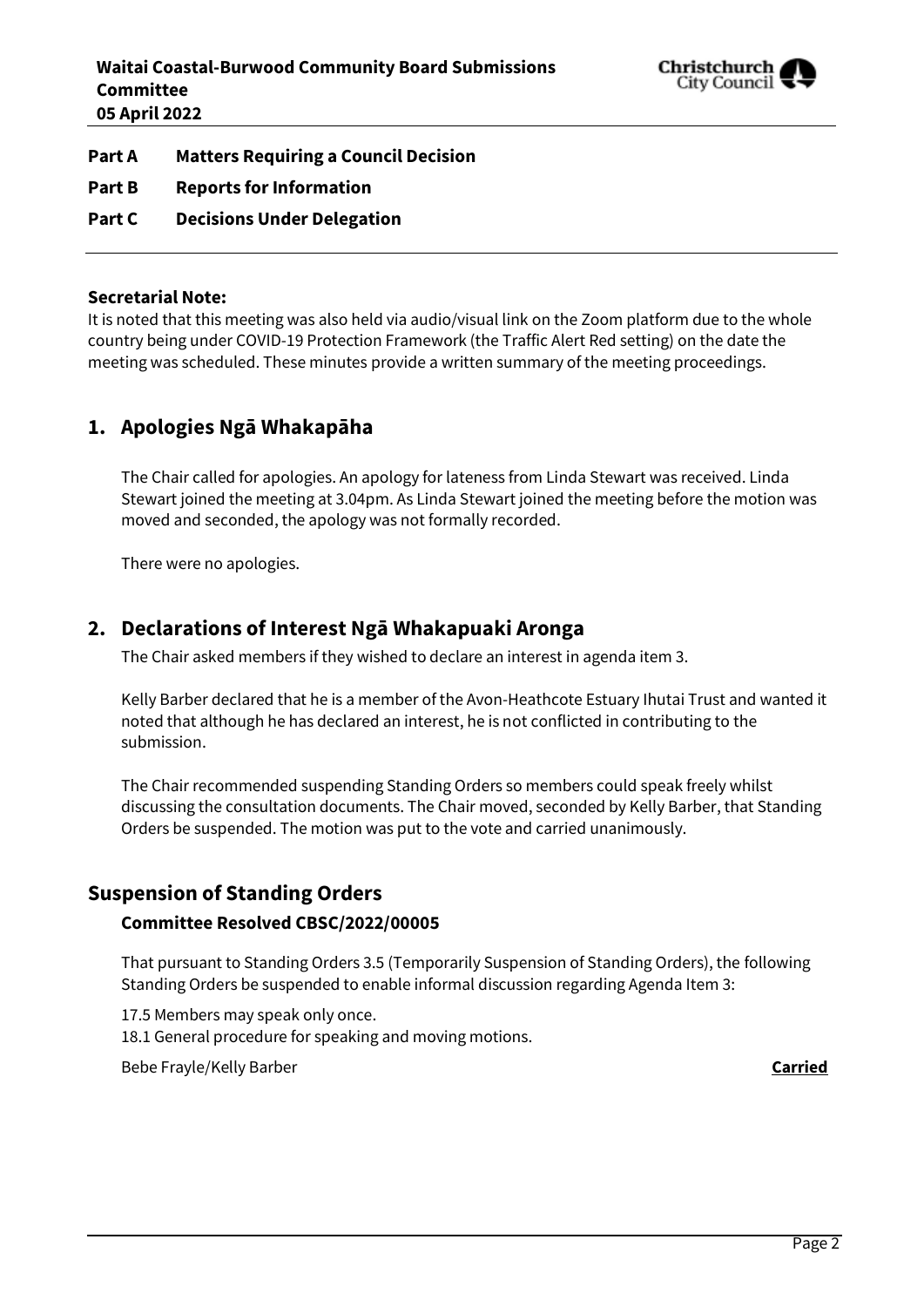**Part A Matters Requiring a Council Decision**

**Part B Reports for Information**

**Part C Decisions Under Delegation**

---

**Secretarial Note:**
It is noted that this meeting was also held via audio/visual link on the Zoom platform due to the whole country being under COVID-19 Protection Framework (the Traffic Alert Red setting) on the date the meeting was scheduled. These minutes provide a written summary of the meeting proceedings.

## 1. Apologies Ngā Whakapāha

The Chair called for apologies. An apology for lateness from Linda Stewart was received. Linda Stewart joined the meeting at 3.04pm. As Linda Stewart joined the meeting before the motion was moved and seconded, the apology was not formally recorded.

There were no apologies.

## 2. Declarations of Interest Ngā Whakapuaki Aronga

The Chair asked members if they wished to declare an interest in agenda item 3.

Kelly Barber declared that he is a member of the Avon-Heathcote Estuary Ihutai Trust and wanted it noted that although he has declared an interest, he is not conflicted in contributing to the submission.

The Chair recommended suspending Standing Orders so members could speak freely whilst discussing the consultation documents. The Chair moved, seconded by Kelly Barber, that Standing Orders be suspended. The motion was put to the vote and carried unanimously.

## Suspension of Standing Orders

### Committee Resolved CBSC/2022/00005

That pursuant to Standing Orders 3.5 (Temporarily Suspension of Standing Orders), the following Standing Orders be suspended to enable informal discussion regarding Agenda Item 3:

17.5 Members may speak only once.
18.1 General procedure for speaking and moving motions.

Bebe Frayle/Kelly Barber **Carried**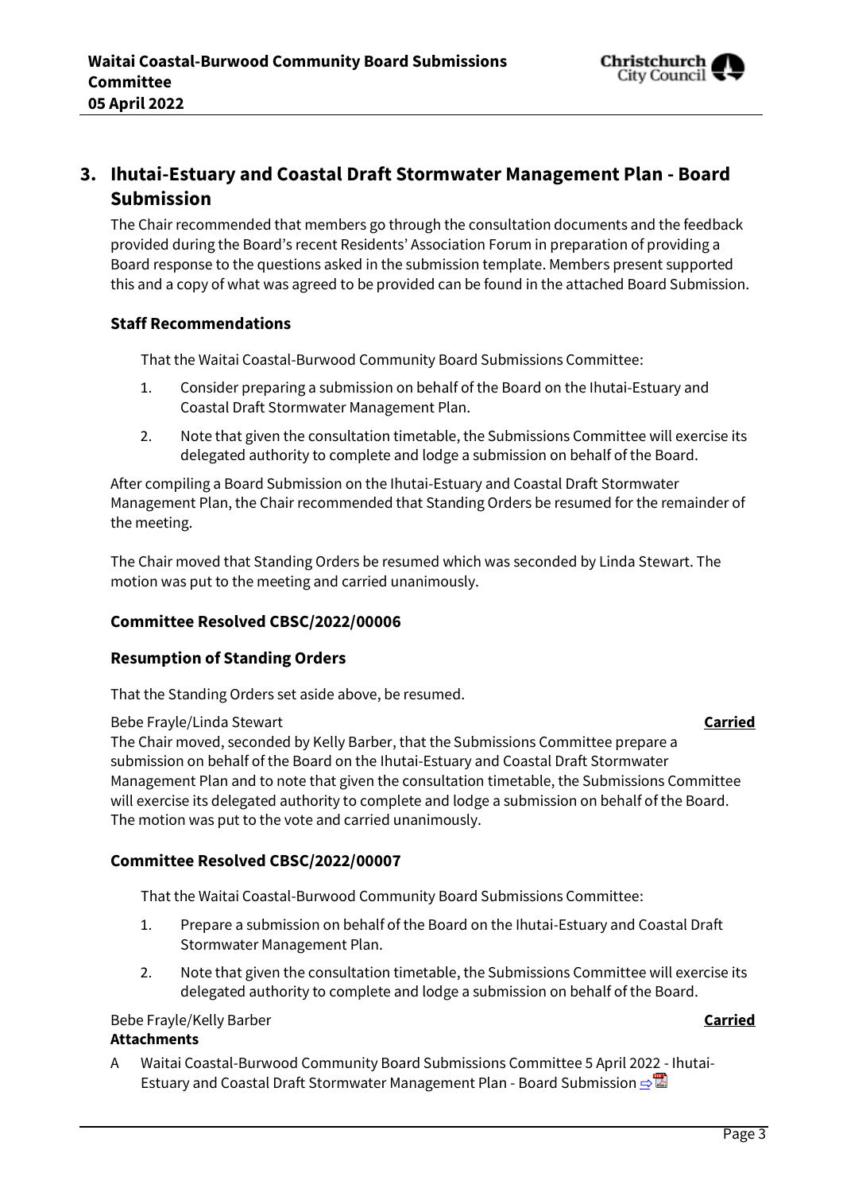## 3. Ihutai-Estuary and Coastal Draft Stormwater Management Plan - Board Submission

The Chair recommended that members go through the consultation documents and the feedback provided during the Board's recent Residents' Association Forum in preparation of providing a Board response to the questions asked in the submission template. Members present supported this and a copy of what was agreed to be provided can be found in the attached Board Submission.

### Staff Recommendations

That the Waitai Coastal-Burwood Community Board Submissions Committee:

1. Consider preparing a submission on behalf of the Board on the Ihutai-Estuary and Coastal Draft Stormwater Management Plan.
2. Note that given the consultation timetable, the Submissions Committee will exercise its delegated authority to complete and lodge a submission on behalf of the Board.

After compiling a Board Submission on the Ihutai-Estuary and Coastal Draft Stormwater Management Plan, the Chair recommended that Standing Orders be resumed for the remainder of the meeting.

The Chair moved that Standing Orders be resumed which was seconded by Linda Stewart. The motion was put to the meeting and carried unanimously.

### Committee Resolved CBSC/2022/00006

### Resumption of Standing Orders

That the Standing Orders set aside above, be resumed.

Bebe Frayle/Linda Stewart **Carried**

The Chair moved, seconded by Kelly Barber, that the Submissions Committee prepare a submission on behalf of the Board on the Ihutai-Estuary and Coastal Draft Stormwater Management Plan and to note that given the consultation timetable, the Submissions Committee will exercise its delegated authority to complete and lodge a submission on behalf of the Board. The motion was put to the vote and carried unanimously.

### Committee Resolved CBSC/2022/00007

That the Waitai Coastal-Burwood Community Board Submissions Committee:

1. Prepare a submission on behalf of the Board on the Ihutai-Estuary and Coastal Draft Stormwater Management Plan.
2. Note that given the consultation timetable, the Submissions Committee will exercise its delegated authority to complete and lodge a submission on behalf of the Board.

Bebe Frayle/Kelly Barber **Carried**

**Attachments**

A Waitai Coastal-Burwood Community Board Submissions Committee 5 April 2022 - Ihutai-Estuary and Coastal Draft Stormwater Management Plan - Board Submission ⇨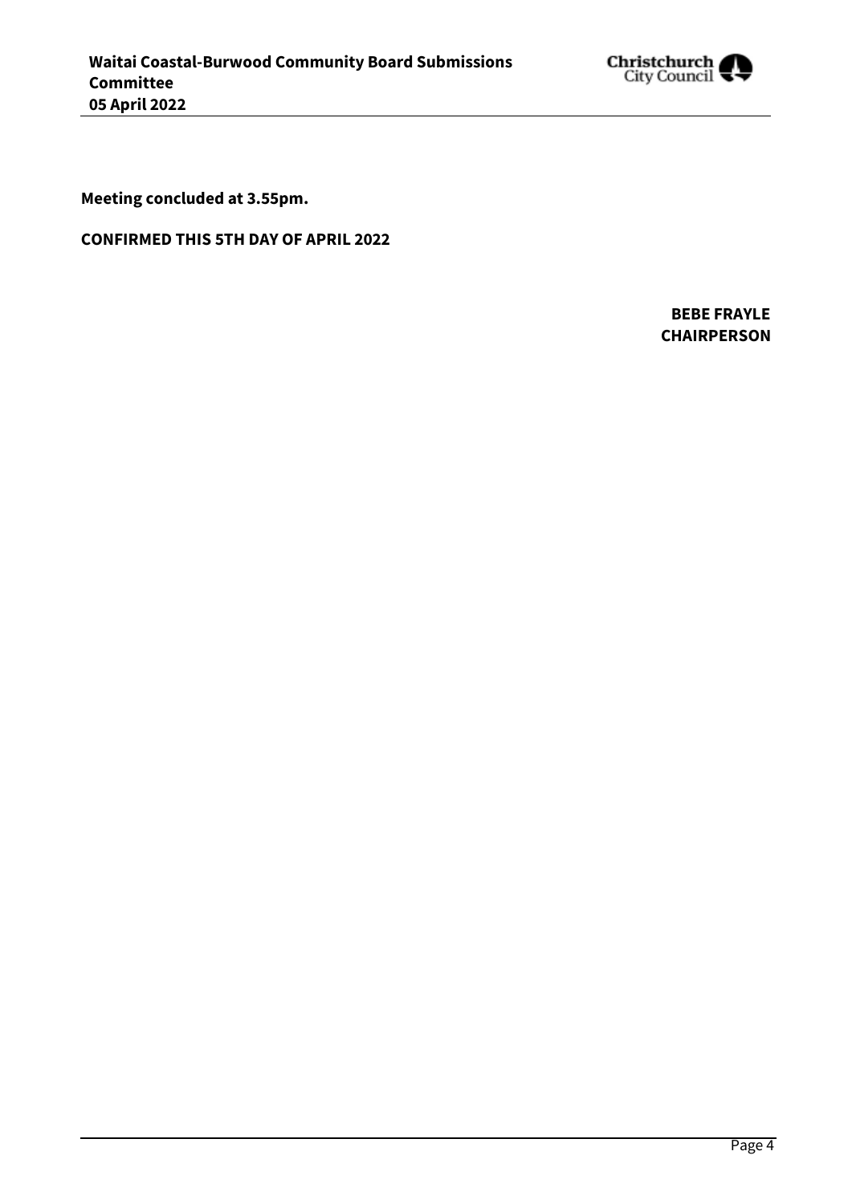**Meeting concluded at 3.55pm.**

**CONFIRMED THIS 5TH DAY OF APRIL 2022**

**BEBE FRAYLE**
**CHAIRPERSON**